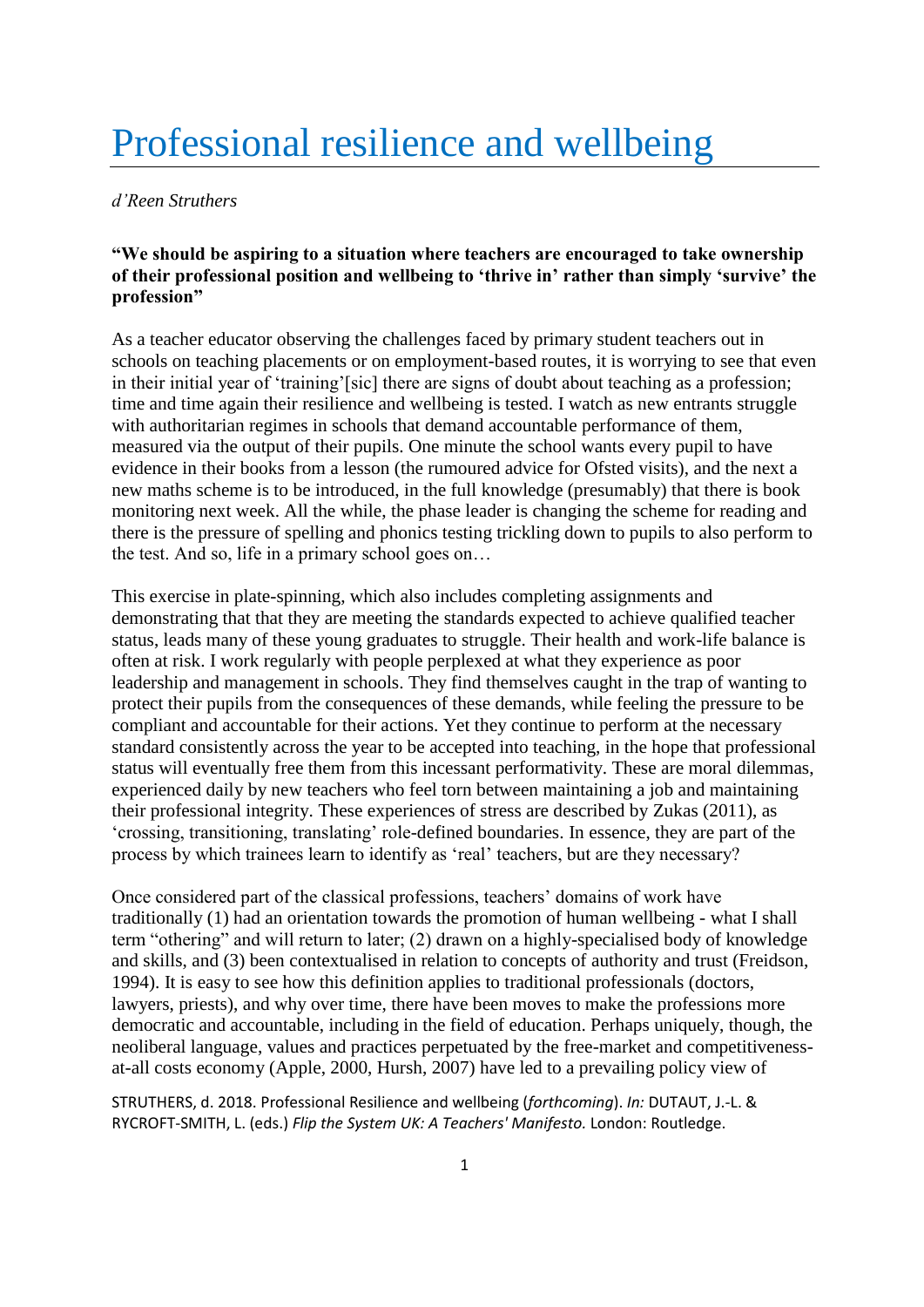# Professional resilience and wellbeing

*d'Reen Struthers*

**"We should be aspiring to a situation where teachers are encouraged to take ownership of their professional position and wellbeing to 'thrive in' rather than simply 'survive' the profession"**

As a teacher educator observing the challenges faced by primary student teachers out in schools on teaching placements or on employment-based routes, it is worrying to see that even in their initial year of 'training'[sic] there are signs of doubt about teaching as a profession; time and time again their resilience and wellbeing is tested. I watch as new entrants struggle with authoritarian regimes in schools that demand accountable performance of them, measured via the output of their pupils. One minute the school wants every pupil to have evidence in their books from a lesson (the rumoured advice for Ofsted visits), and the next a new maths scheme is to be introduced, in the full knowledge (presumably) that there is book monitoring next week. All the while, the phase leader is changing the scheme for reading and there is the pressure of spelling and phonics testing trickling down to pupils to also perform to the test. And so, life in a primary school goes on…

This exercise in plate-spinning, which also includes completing assignments and demonstrating that that they are meeting the standards expected to achieve qualified teacher status, leads many of these young graduates to struggle. Their health and work-life balance is often at risk. I work regularly with people perplexed at what they experience as poor leadership and management in schools. They find themselves caught in the trap of wanting to protect their pupils from the consequences of these demands, while feeling the pressure to be compliant and accountable for their actions. Yet they continue to perform at the necessary standard consistently across the year to be accepted into teaching, in the hope that professional status will eventually free them from this incessant performativity. These are moral dilemmas, experienced daily by new teachers who feel torn between maintaining a job and maintaining their professional integrity. These experiences of stress are described by Zukas (2011), as 'crossing, transitioning, translating' role-defined boundaries. In essence, they are part of the process by which trainees learn to identify as 'real' teachers, but are they necessary?

Once considered part of the classical professions, teachers' domains of work have traditionally (1) had an orientation towards the promotion of human wellbeing - what I shall term "othering" and will return to later; (2) drawn on a highly-specialised body of knowledge and skills, and (3) been contextualised in relation to concepts of authority and trust (Freidson, 1994). It is easy to see how this definition applies to traditional professionals (doctors, lawyers, priests), and why over time, there have been moves to make the professions more democratic and accountable, including in the field of education. Perhaps uniquely, though, the neoliberal language, values and practices perpetuated by the free-market and competitiveness-at-all costs economy (Apple, 2000, Hursh, 2007) have led to a prevailing policy view of

STRUTHERS, d. 2018. Professional Resilience and wellbeing (*forthcoming*). *In:* DUTAUT, J.-L. & RYCROFT-SMITH, L. (eds.) *Flip the System UK: A Teachers' Manifesto.* London: Routledge.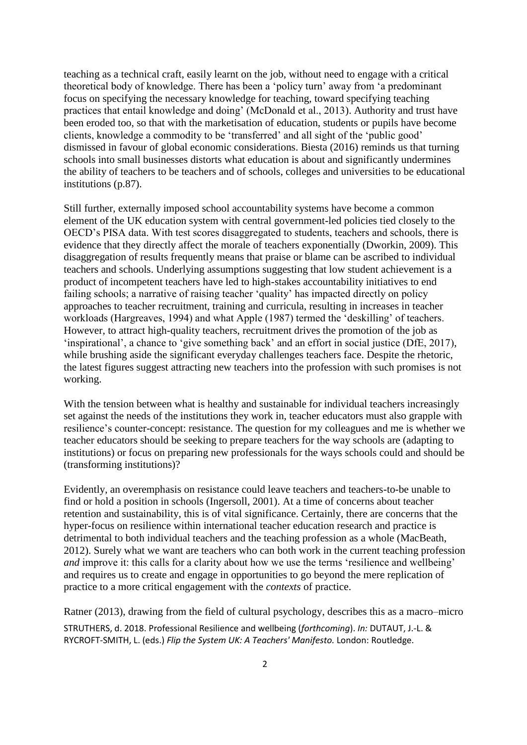teaching as a technical craft, easily learnt on the job, without need to engage with a critical theoretical body of knowledge. There has been a 'policy turn' away from 'a predominant focus on specifying the necessary knowledge for teaching, toward specifying teaching practices that entail knowledge and doing' (McDonald et al., 2013). Authority and trust have been eroded too, so that with the marketisation of education, students or pupils have become clients, knowledge a commodity to be 'transferred' and all sight of the 'public good' dismissed in favour of global economic considerations. Biesta (2016) reminds us that turning schools into small businesses distorts what education is about and significantly undermines the ability of teachers to be teachers and of schools, colleges and universities to be educational institutions (p.87).

Still further, externally imposed school accountability systems have become a common element of the UK education system with central government-led policies tied closely to the OECD's PISA data. With test scores disaggregated to students, teachers and schools, there is evidence that they directly affect the morale of teachers exponentially (Dworkin, 2009). This disaggregation of results frequently means that praise or blame can be ascribed to individual teachers and schools. Underlying assumptions suggesting that low student achievement is a product of incompetent teachers have led to high-stakes accountability initiatives to end failing schools; a narrative of raising teacher 'quality' has impacted directly on policy approaches to teacher recruitment, training and curricula, resulting in increases in teacher workloads (Hargreaves, 1994) and what Apple (1987) termed the 'deskilling' of teachers. However, to attract high-quality teachers, recruitment drives the promotion of the job as 'inspirational', a chance to 'give something back' and an effort in social justice (DfE, 2017), while brushing aside the significant everyday challenges teachers face. Despite the rhetoric, the latest figures suggest attracting new teachers into the profession with such promises is not working.

With the tension between what is healthy and sustainable for individual teachers increasingly set against the needs of the institutions they work in, teacher educators must also grapple with resilience's counter-concept: resistance. The question for my colleagues and me is whether we teacher educators should be seeking to prepare teachers for the way schools are (adapting to institutions) or focus on preparing new professionals for the ways schools could and should be (transforming institutions)?

Evidently, an overemphasis on resistance could leave teachers and teachers-to-be unable to find or hold a position in schools (Ingersoll, 2001). At a time of concerns about teacher retention and sustainability, this is of vital significance. Certainly, there are concerns that the hyper-focus on resilience within international teacher education research and practice is detrimental to both individual teachers and the teaching profession as a whole (MacBeath, 2012). Surely what we want are teachers who can both work in the current teaching profession *and* improve it: this calls for a clarity about how we use the terms 'resilience and wellbeing' and requires us to create and engage in opportunities to go beyond the mere replication of practice to a more critical engagement with the *contexts* of practice.

Ratner (2013), drawing from the field of cultural psychology, describes this as a macro–micro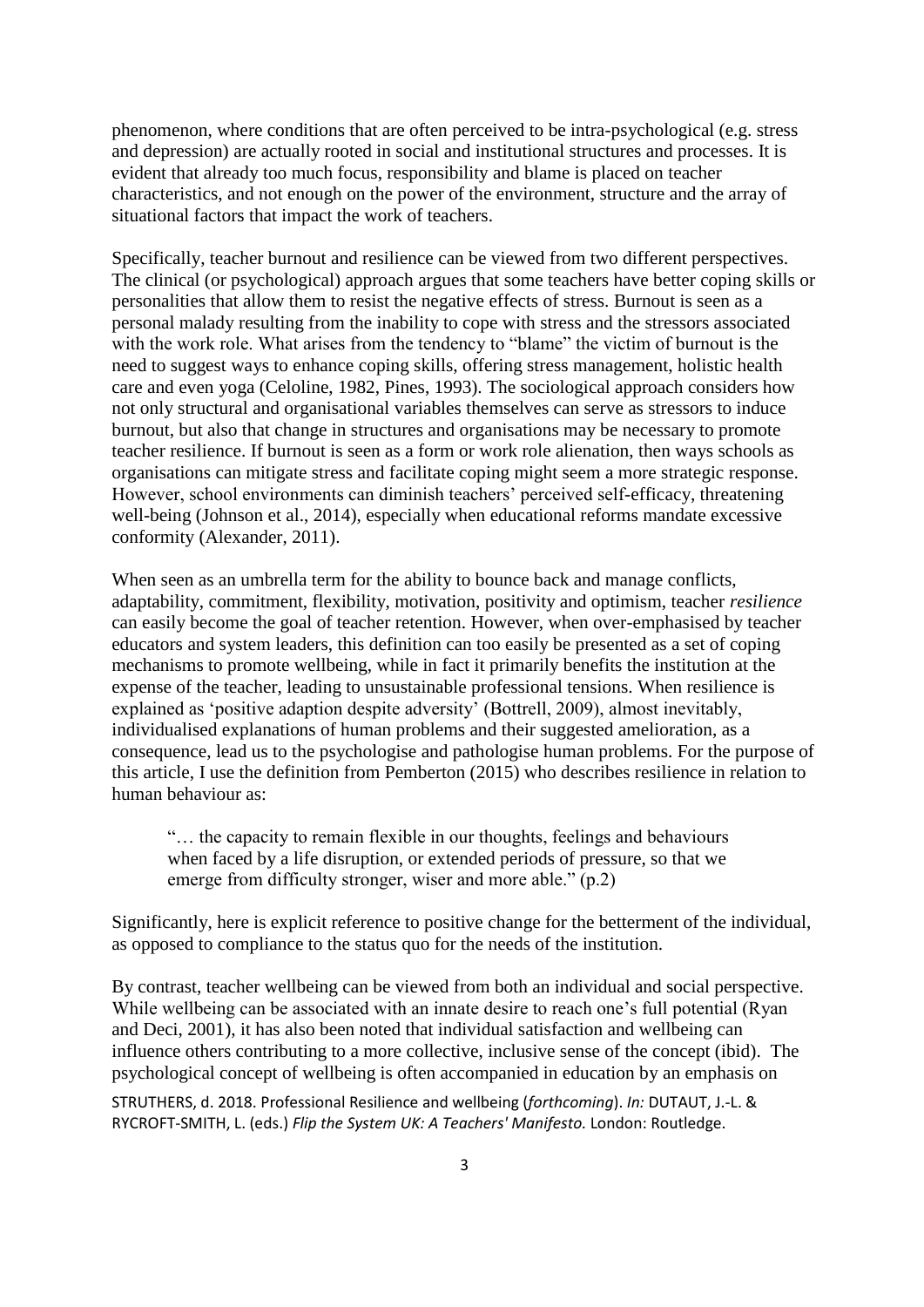phenomenon, where conditions that are often perceived to be intra-psychological (e.g. stress and depression) are actually rooted in social and institutional structures and processes. It is evident that already too much focus, responsibility and blame is placed on teacher characteristics, and not enough on the power of the environment, structure and the array of situational factors that impact the work of teachers.

Specifically, teacher burnout and resilience can be viewed from two different perspectives. The clinical (or psychological) approach argues that some teachers have better coping skills or personalities that allow them to resist the negative effects of stress. Burnout is seen as a personal malady resulting from the inability to cope with stress and the stressors associated with the work role. What arises from the tendency to "blame" the victim of burnout is the need to suggest ways to enhance coping skills, offering stress management, holistic health care and even yoga (Celoline, 1982, Pines, 1993). The sociological approach considers how not only structural and organisational variables themselves can serve as stressors to induce burnout, but also that change in structures and organisations may be necessary to promote teacher resilience. If burnout is seen as a form or work role alienation, then ways schools as organisations can mitigate stress and facilitate coping might seem a more strategic response. However, school environments can diminish teachers' perceived self-efficacy, threatening well-being (Johnson et al., 2014), especially when educational reforms mandate excessive conformity (Alexander, 2011).

When seen as an umbrella term for the ability to bounce back and manage conflicts, adaptability, commitment, flexibility, motivation, positivity and optimism, teacher *resilience* can easily become the goal of teacher retention. However, when over-emphasised by teacher educators and system leaders, this definition can too easily be presented as a set of coping mechanisms to promote wellbeing, while in fact it primarily benefits the institution at the expense of the teacher, leading to unsustainable professional tensions. When resilience is explained as 'positive adaption despite adversity' (Bottrell, 2009), almost inevitably, individualised explanations of human problems and their suggested amelioration, as a consequence, lead us to the psychologise and pathologise human problems. For the purpose of this article, I use the definition from Pemberton (2015) who describes resilience in relation to human behaviour as:

> "… the capacity to remain flexible in our thoughts, feelings and behaviours when faced by a life disruption, or extended periods of pressure, so that we emerge from difficulty stronger, wiser and more able." (p.2)

Significantly, here is explicit reference to positive change for the betterment of the individual, as opposed to compliance to the status quo for the needs of the institution.

By contrast, teacher wellbeing can be viewed from both an individual and social perspective. While wellbeing can be associated with an innate desire to reach one's full potential (Ryan and Deci, 2001), it has also been noted that individual satisfaction and wellbeing can influence others contributing to a more collective, inclusive sense of the concept (ibid). The psychological concept of wellbeing is often accompanied in education by an emphasis on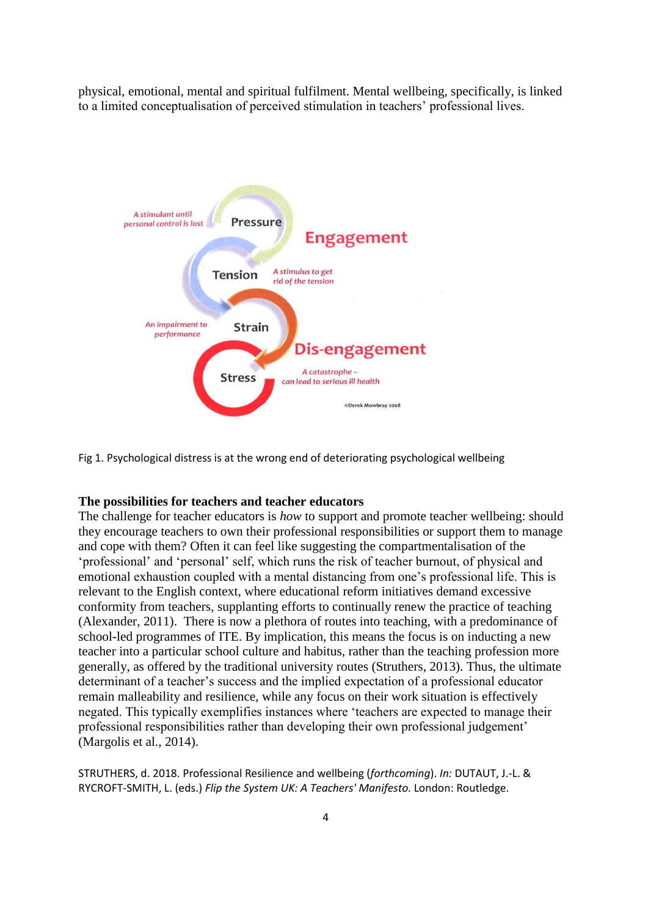physical, emotional, mental and spiritual fulfilment. Mental wellbeing, specifically, is linked to a limited conceptualisation of perceived stimulation in teachers' professional lives.

Fig 1. Psychological distress is at the wrong end of deteriorating psychological wellbeing

**The possibilities for teachers and teacher educators**

The challenge for teacher educators is *how* to support and promote teacher wellbeing: should they encourage teachers to own their professional responsibilities or support them to manage and cope with them? Often it can feel like suggesting the compartmentalisation of the 'professional' and 'personal' self, which runs the risk of teacher burnout, of physical and emotional exhaustion coupled with a mental distancing from one's professional life. This is relevant to the English context, where educational reform initiatives demand excessive conformity from teachers, supplanting efforts to continually renew the practice of teaching (Alexander, 2011). There is now a plethora of routes into teaching, with a predominance of school-led programmes of ITE. By implication, this means the focus is on inducting a new teacher into a particular school culture and habitus, rather than the teaching profession more generally, as offered by the traditional university routes (Struthers, 2013). Thus, the ultimate determinant of a teacher's success and the implied expectation of a professional educator remain malleability and resilience, while any focus on their work situation is effectively negated. This typically exemplifies instances where 'teachers are expected to manage their professional responsibilities rather than developing their own professional judgement' (Margolis et al., 2014).

STRUTHERS, d. 2018. Professional Resilience and wellbeing (*forthcoming*). *In:* DUTAUT, J.-L. & RYCROFT-SMITH, L. (eds.) *Flip the System UK: A Teachers' Manifesto.* London: Routledge.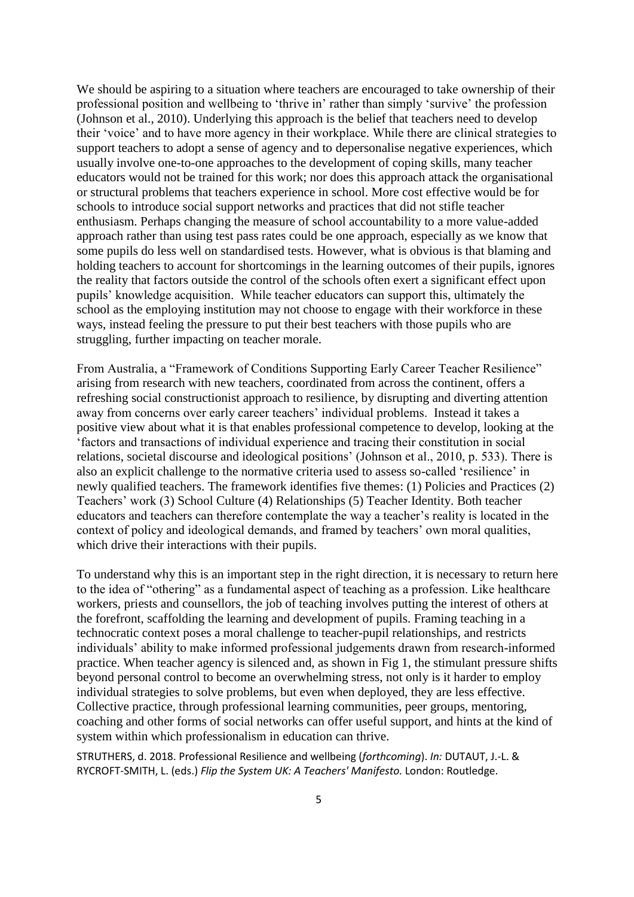We should be aspiring to a situation where teachers are encouraged to take ownership of their professional position and wellbeing to 'thrive in' rather than simply 'survive' the profession (Johnson et al., 2010). Underlying this approach is the belief that teachers need to develop their 'voice' and to have more agency in their workplace. While there are clinical strategies to support teachers to adopt a sense of agency and to depersonalise negative experiences, which usually involve one-to-one approaches to the development of coping skills, many teacher educators would not be trained for this work; nor does this approach attack the organisational or structural problems that teachers experience in school. More cost effective would be for schools to introduce social support networks and practices that did not stifle teacher enthusiasm. Perhaps changing the measure of school accountability to a more value-added approach rather than using test pass rates could be one approach, especially as we know that some pupils do less well on standardised tests. However, what is obvious is that blaming and holding teachers to account for shortcomings in the learning outcomes of their pupils, ignores the reality that factors outside the control of the schools often exert a significant effect upon pupils' knowledge acquisition. While teacher educators can support this, ultimately the school as the employing institution may not choose to engage with their workforce in these ways, instead feeling the pressure to put their best teachers with those pupils who are struggling, further impacting on teacher morale.

From Australia, a "Framework of Conditions Supporting Early Career Teacher Resilience" arising from research with new teachers, coordinated from across the continent, offers a refreshing social constructionist approach to resilience, by disrupting and diverting attention away from concerns over early career teachers' individual problems. Instead it takes a positive view about what it is that enables professional competence to develop, looking at the 'factors and transactions of individual experience and tracing their constitution in social relations, societal discourse and ideological positions' (Johnson et al., 2010, p. 533). There is also an explicit challenge to the normative criteria used to assess so-called 'resilience' in newly qualified teachers. The framework identifies five themes: (1) Policies and Practices (2) Teachers' work (3) School Culture (4) Relationships (5) Teacher Identity. Both teacher educators and teachers can therefore contemplate the way a teacher's reality is located in the context of policy and ideological demands, and framed by teachers' own moral qualities, which drive their interactions with their pupils.

To understand why this is an important step in the right direction, it is necessary to return here to the idea of "othering" as a fundamental aspect of teaching as a profession. Like healthcare workers, priests and counsellors, the job of teaching involves putting the interest of others at the forefront, scaffolding the learning and development of pupils. Framing teaching in a technocratic context poses a moral challenge to teacher-pupil relationships, and restricts individuals' ability to make informed professional judgements drawn from research-informed practice. When teacher agency is silenced and, as shown in Fig 1, the stimulant pressure shifts beyond personal control to become an overwhelming stress, not only is it harder to employ individual strategies to solve problems, but even when deployed, they are less effective. Collective practice, through professional learning communities, peer groups, mentoring, coaching and other forms of social networks can offer useful support, and hints at the kind of system within which professionalism in education can thrive.

STRUTHERS, d. 2018. Professional Resilience and wellbeing (*forthcoming*). *In:* DUTAUT, J.-L. & RYCROFT-SMITH, L. (eds.) *Flip the System UK: A Teachers' Manifesto.* London: Routledge.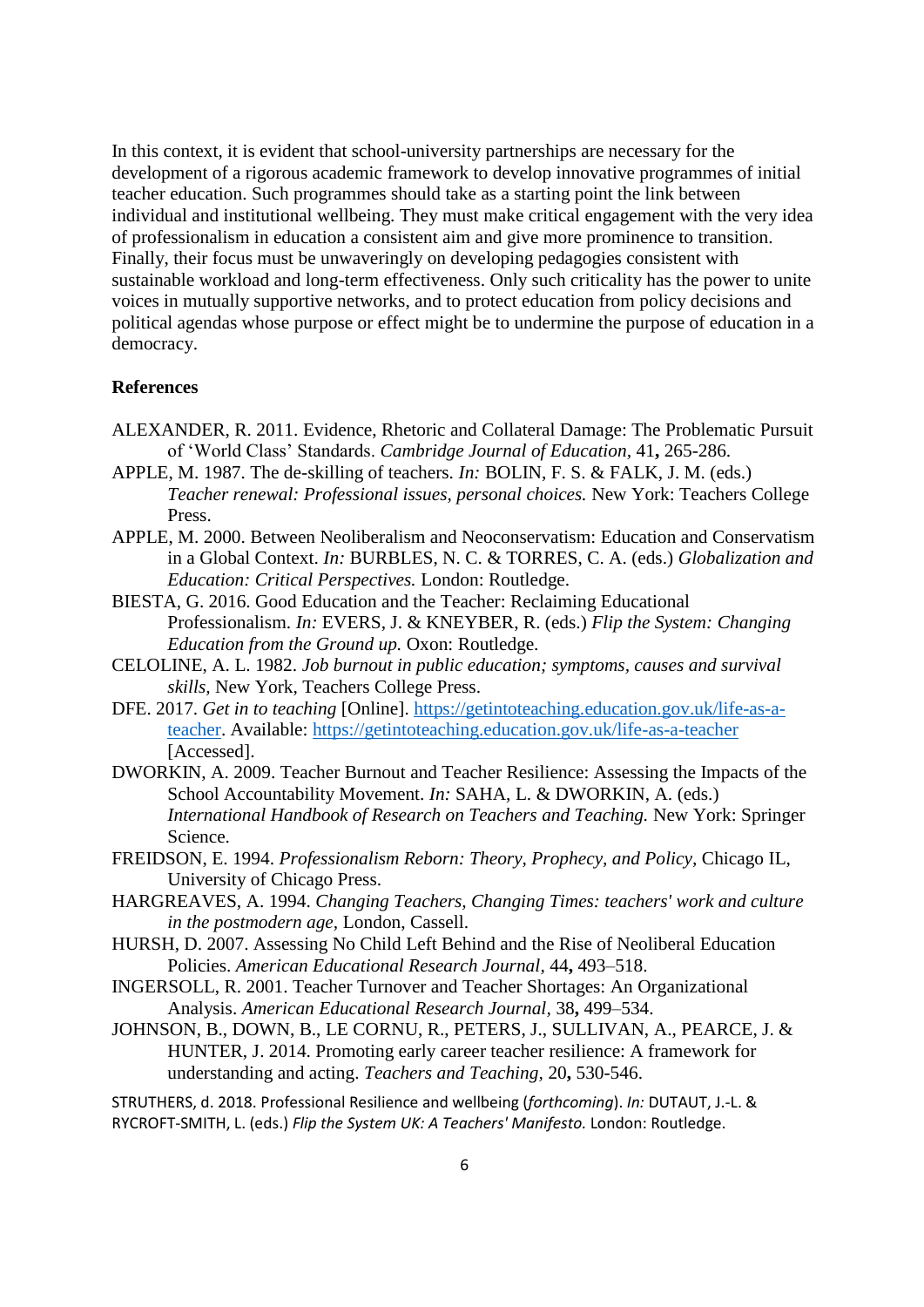In this context, it is evident that school-university partnerships are necessary for the development of a rigorous academic framework to develop innovative programmes of initial teacher education. Such programmes should take as a starting point the link between individual and institutional wellbeing. They must make critical engagement with the very idea of professionalism in education a consistent aim and give more prominence to transition. Finally, their focus must be unwaveringly on developing pedagogies consistent with sustainable workload and long-term effectiveness. Only such criticality has the power to unite voices in mutually supportive networks, and to protect education from policy decisions and political agendas whose purpose or effect might be to undermine the purpose of education in a democracy.

**References**

ALEXANDER, R. 2011. Evidence, Rhetoric and Collateral Damage: The Problematic Pursuit of 'World Class' Standards. *Cambridge Journal of Education,* 41**,** 265-286.

APPLE, M. 1987. The de-skilling of teachers. *In:* BOLIN, F. S. & FALK, J. M. (eds.) *Teacher renewal: Professional issues, personal choices.* New York: Teachers College Press.

APPLE, M. 2000. Between Neoliberalism and Neoconservatism: Education and Conservatism in a Global Context. *In:* BURBLES, N. C. & TORRES, C. A. (eds.) *Globalization and Education: Critical Perspectives.* London: Routledge.

BIESTA, G. 2016. Good Education and the Teacher: Reclaiming Educational Professionalism. *In:* EVERS, J. & KNEYBER, R. (eds.) *Flip the System: Changing Education from the Ground up.* Oxon: Routledge.

CELOLINE, A. L. 1982. *Job burnout in public education; symptoms, causes and survival skills,* New York, Teachers College Press.

DFE. 2017. *Get in to teaching* [Online]. https://getintoteaching.education.gov.uk/life-as-a-teacher. Available: https://getintoteaching.education.gov.uk/life-as-a-teacher [Accessed].

DWORKIN, A. 2009. Teacher Burnout and Teacher Resilience: Assessing the Impacts of the School Accountability Movement. *In:* SAHA, L. & DWORKIN, A. (eds.) *International Handbook of Research on Teachers and Teaching.* New York: Springer Science.

FREIDSON, E. 1994. *Professionalism Reborn: Theory, Prophecy, and Policy,* Chicago IL, University of Chicago Press.

HARGREAVES, A. 1994. *Changing Teachers, Changing Times: teachers' work and culture in the postmodern age,* London, Cassell.

HURSH, D. 2007. Assessing No Child Left Behind and the Rise of Neoliberal Education Policies. *American Educational Research Journal,* 44**,** 493–518.

INGERSOLL, R. 2001. Teacher Turnover and Teacher Shortages: An Organizational Analysis. *American Educational Research Journal,* 38**,** 499–534.

JOHNSON, B., DOWN, B., LE CORNU, R., PETERS, J., SULLIVAN, A., PEARCE, J. & HUNTER, J. 2014. Promoting early career teacher resilience: A framework for understanding and acting. *Teachers and Teaching,* 20**,** 530-546.

STRUTHERS, d. 2018. Professional Resilience and wellbeing (*forthcoming*). *In:* DUTAUT, J.-L. & RYCROFT-SMITH, L. (eds.) *Flip the System UK: A Teachers' Manifesto.* London: Routledge.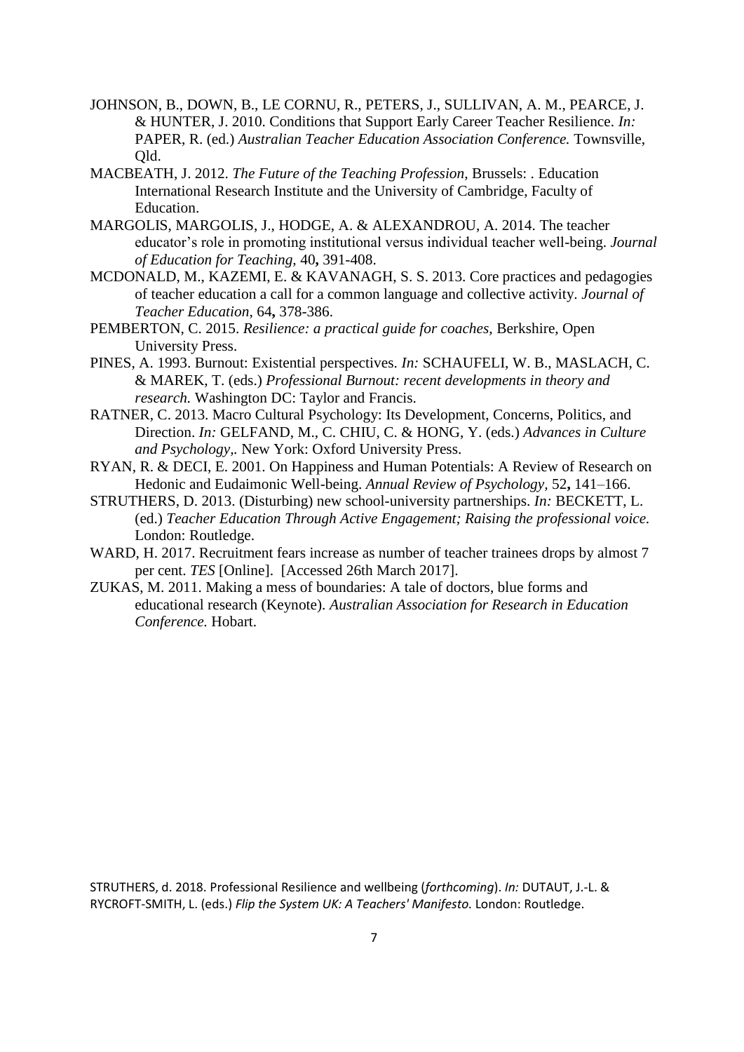JOHNSON, B., DOWN, B., LE CORNU, R., PETERS, J., SULLIVAN, A. M., PEARCE, J. & HUNTER, J. 2010. Conditions that Support Early Career Teacher Resilience. *In:* PAPER, R. (ed.) *Australian Teacher Education Association Conference.* Townsville, Qld.

MACBEATH, J. 2012. *The Future of the Teaching Profession,* Brussels: . Education International Research Institute and the University of Cambridge, Faculty of Education.

MARGOLIS, MARGOLIS, J., HODGE, A. & ALEXANDROU, A. 2014. The teacher educator's role in promoting institutional versus individual teacher well-being. *Journal of Education for Teaching,* 40**,** 391-408.

MCDONALD, M., KAZEMI, E. & KAVANAGH, S. S. 2013. Core practices and pedagogies of teacher education a call for a common language and collective activity. *Journal of Teacher Education,* 64**,** 378-386.

PEMBERTON, C. 2015. *Resilience: a practical guide for coaches,* Berkshire, Open University Press.

PINES, A. 1993. Burnout: Existential perspectives. *In:* SCHAUFELI, W. B., MASLACH, C. & MAREK, T. (eds.) *Professional Burnout: recent developments in theory and research.* Washington DC: Taylor and Francis.

RATNER, C. 2013. Macro Cultural Psychology: Its Development, Concerns, Politics, and Direction. *In:* GELFAND, M., C. CHIU, C. & HONG, Y. (eds.) *Advances in Culture and Psychology,.* New York: Oxford University Press.

RYAN, R. & DECI, E. 2001. On Happiness and Human Potentials: A Review of Research on Hedonic and Eudaimonic Well-being. *Annual Review of Psychology,* 52**,** 141–166.

STRUTHERS, D. 2013. (Disturbing) new school-university partnerships. *In:* BECKETT, L. (ed.) *Teacher Education Through Active Engagement; Raising the professional voice.* London: Routledge.

WARD, H. 2017. Recruitment fears increase as number of teacher trainees drops by almost 7 per cent. *TES* [Online]. [Accessed 26th March 2017].

ZUKAS, M. 2011. Making a mess of boundaries: A tale of doctors, blue forms and educational research (Keynote). *Australian Association for Research in Education Conference.* Hobart.

STRUTHERS, d. 2018. Professional Resilience and wellbeing (*forthcoming*). *In:* DUTAUT, J.-L. & RYCROFT-SMITH, L. (eds.) *Flip the System UK: A Teachers' Manifesto.* London: Routledge.